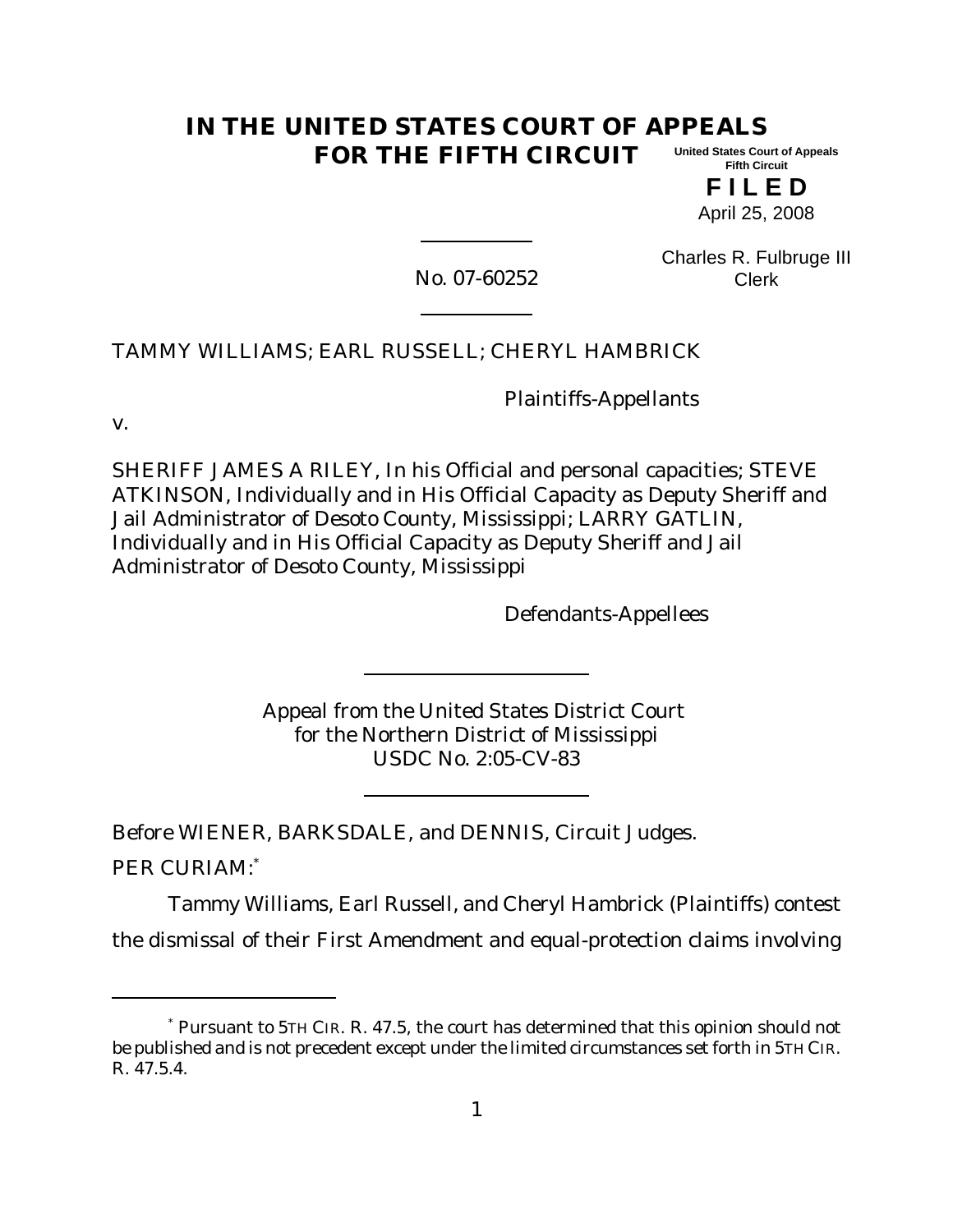# IN THE UNITED STATES COURT OF APPEALS FOR THE FIFTH CIRCUIT

United States Court of Appeals
Fifth Circuit

**F I L E D**

April 25, 2008

Charles R. Fulbruge III
Clerk

No. 07-60252

TAMMY WILLIAMS; EARL RUSSELL; CHERYL HAMBRICK

Plaintiffs-Appellants

v.

SHERIFF JAMES A RILEY, In his Official and personal capacities; STEVE ATKINSON, Individually and in His Official Capacity as Deputy Sheriff and Jail Administrator of Desoto County, Mississippi; LARRY GATLIN, Individually and in His Official Capacity as Deputy Sheriff and Jail Administrator of Desoto County, Mississippi

Defendants-Appellees

Appeal from the United States District Court
for the Northern District of Mississippi
USDC No. 2:05-CV-83

Before WIENER, BARKSDALE, and DENNIS, Circuit Judges.

PER CURIAM:[*]

Tammy Williams, Earl Russell, and Cheryl Hambrick (Plaintiffs) contest the dismissal of their First Amendment and equal-protection claims involving

[*] Pursuant to 5TH CIR. R. 47.5, the court has determined that this opinion should not be published and is not precedent except under the limited circumstances set forth in 5TH CIR. R. 47.5.4.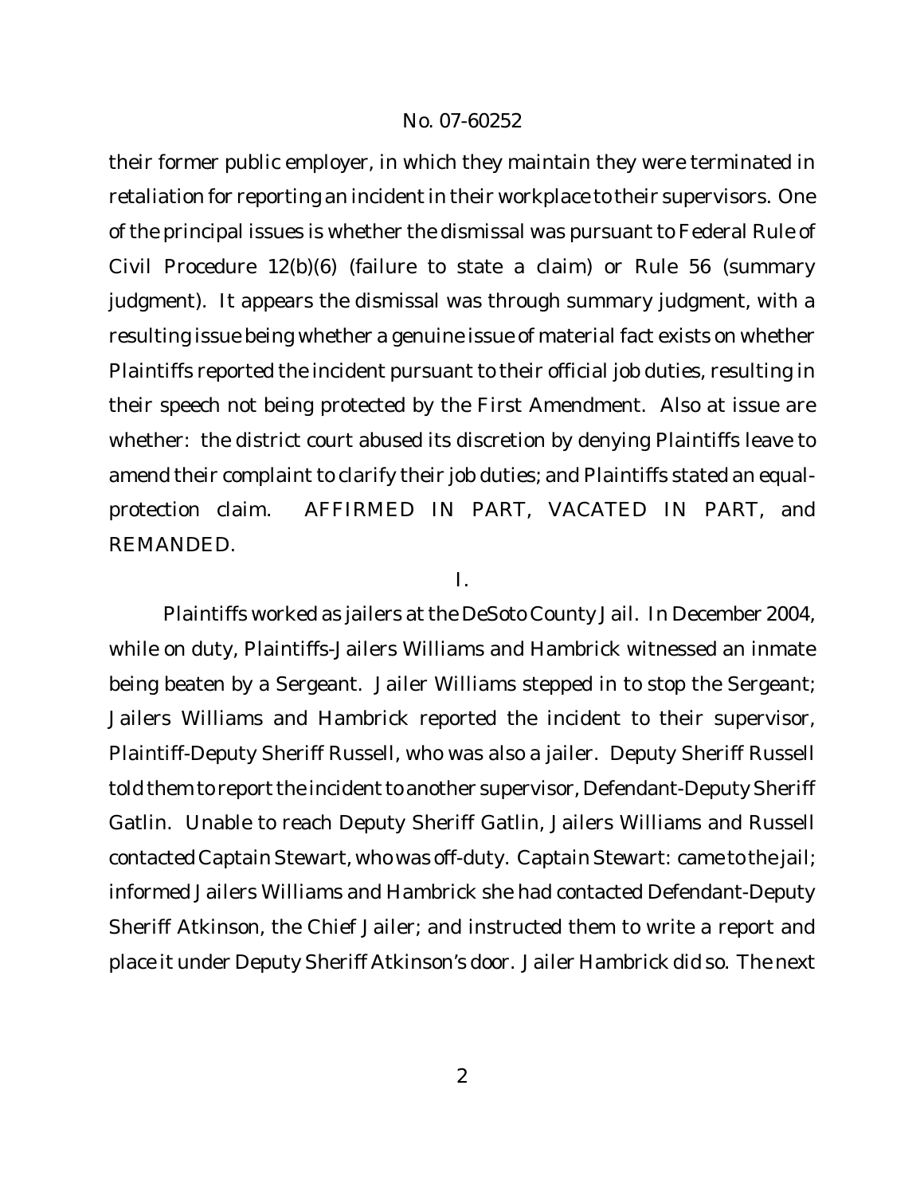their former public employer, in which they maintain they were terminated in retaliation for reporting an incident in their workplace to their supervisors. One of the principal issues is whether the dismissal was pursuant to Federal Rule of Civil Procedure 12(b)(6) (failure to state a claim) or Rule 56 (summary judgment). It appears the dismissal was through summary judgment, with a resulting issue being whether a genuine issue of material fact exists on whether Plaintiffs reported the incident pursuant to their official job duties, resulting in their speech not being protected by the First Amendment. Also at issue are whether: the district court abused its discretion by denying Plaintiffs leave to amend their complaint to clarify their job duties; and Plaintiffs stated an equal-protection claim. AFFIRMED IN PART, VACATED IN PART, and REMANDED.

I.

Plaintiffs worked as jailers at the DeSoto County Jail. In December 2004, while on duty, Plaintiffs-Jailers Williams and Hambrick witnessed an inmate being beaten by a Sergeant. Jailer Williams stepped in to stop the Sergeant; Jailers Williams and Hambrick reported the incident to their supervisor, Plaintiff-Deputy Sheriff Russell, who was also a jailer. Deputy Sheriff Russell told them to report the incident to another supervisor, Defendant-Deputy Sheriff Gatlin. Unable to reach Deputy Sheriff Gatlin, Jailers Williams and Russell contacted Captain Stewart, who was off-duty. Captain Stewart: came to the jail; informed Jailers Williams and Hambrick she had contacted Defendant-Deputy Sheriff Atkinson, the Chief Jailer; and instructed them to write a report and place it under Deputy Sheriff Atkinson's door. Jailer Hambrick did so. The next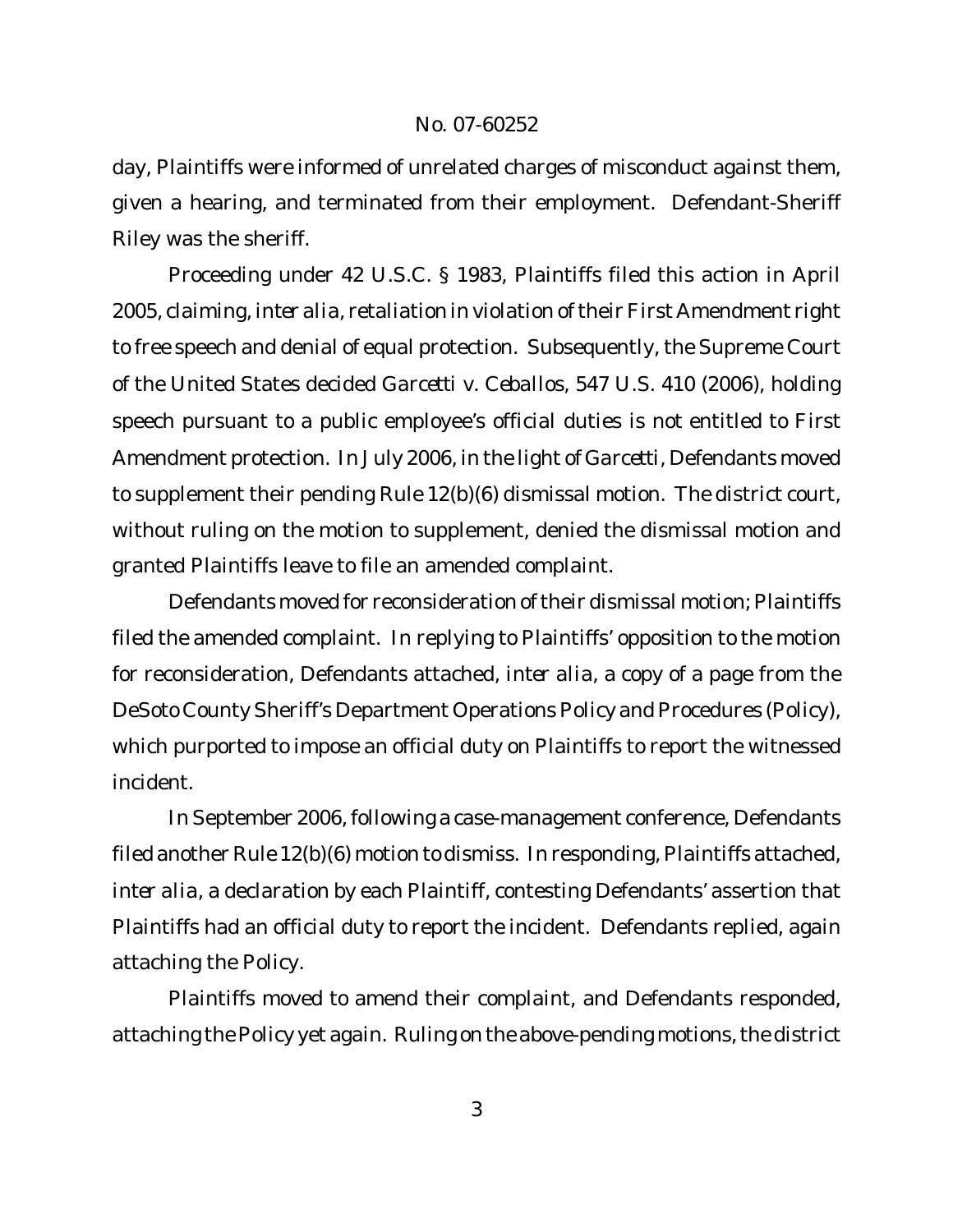day, Plaintiffs were informed of unrelated charges of misconduct against them, given a hearing, and terminated from their employment. Defendant-Sheriff Riley was the sheriff.

Proceeding under 42 U.S.C. § 1983, Plaintiffs filed this action in April 2005, claiming, *inter alia*, retaliation in violation of their First Amendment right to free speech and denial of equal protection. Subsequently, the Supreme Court of the United States decided *Garcetti v. Ceballos*, 547 U.S. 410 (2006), holding speech pursuant to a public employee's official duties is not entitled to First Amendment protection. In July 2006, in the light of *Garcetti*, Defendants moved to supplement their pending Rule 12(b)(6) dismissal motion. The district court, without ruling on the motion to supplement, denied the dismissal motion and granted Plaintiffs leave to file an amended complaint.

Defendants moved for reconsideration of their dismissal motion; Plaintiffs filed the amended complaint. In replying to Plaintiffs' opposition to the motion for reconsideration, Defendants attached, *inter alia*, a copy of a page from the DeSoto County Sheriff's Department Operations Policy and Procedures (Policy), which purported to impose an official duty on Plaintiffs to report the witnessed incident.

In September 2006, following a case-management conference, Defendants filed another Rule 12(b)(6) motion to dismiss. In responding, Plaintiffs attached, *inter alia*, a declaration by each Plaintiff, contesting Defendants' assertion that Plaintiffs had an official duty to report the incident. Defendants replied, again attaching the Policy.

Plaintiffs moved to amend their complaint, and Defendants responded, attaching the Policy yet again. Ruling on the above-pending motions, the district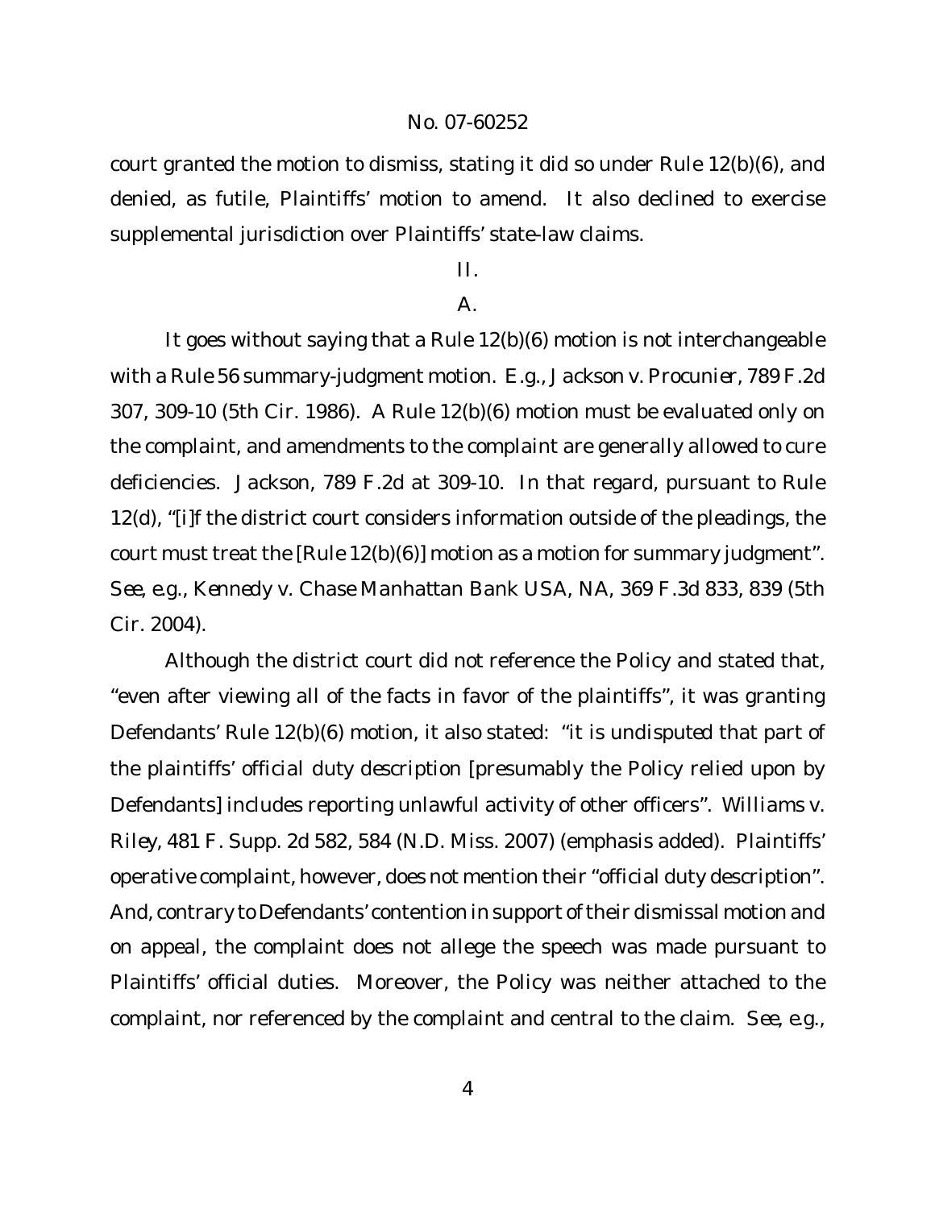court granted the motion to dismiss, stating it did so under Rule 12(b)(6), and denied, as futile, Plaintiffs' motion to amend. It also declined to exercise supplemental jurisdiction over Plaintiffs' state-law claims.

## II.

### A.

It goes without saying that a Rule 12(b)(6) motion is not interchangeable with a Rule 56 summary-judgment motion. *E.g.*, *Jackson v. Procunier*, 789 F.2d 307, 309-10 (5th Cir. 1986). A Rule 12(b)(6) motion must be evaluated only on the complaint, and amendments to the complaint are generally allowed to cure deficiencies. *Jackson*, 789 F.2d at 309-10. In that regard, pursuant to Rule 12(d), "[i]f the district court considers information outside of the pleadings, the court must treat the [Rule 12(b)(6)] motion as a motion for summary judgment". *See, e.g.*, *Kennedy v. Chase Manhattan Bank USA, NA*, 369 F.3d 833, 839 (5th Cir. 2004).

Although the district court did not reference the Policy and stated that, "even after viewing all of the facts in favor of the plaintiffs", it was granting Defendants' Rule 12(b)(6) motion, it also stated: "it is *undisputed* that part of the plaintiffs' *official duty description* [presumably the Policy relied upon by Defendants] includes reporting unlawful activity of other officers". *Williams v. Riley*, 481 F. Supp. 2d 582, 584 (N.D. Miss. 2007) (emphasis added). Plaintiffs' operative complaint, however, does not mention their "official duty description". And, contrary to Defendants' contention in support of their dismissal motion and on appeal, the complaint does not allege the speech was made pursuant to Plaintiffs' official duties. Moreover, the Policy was neither attached to the complaint, nor referenced by the complaint and central to the claim. *See, e.g.*,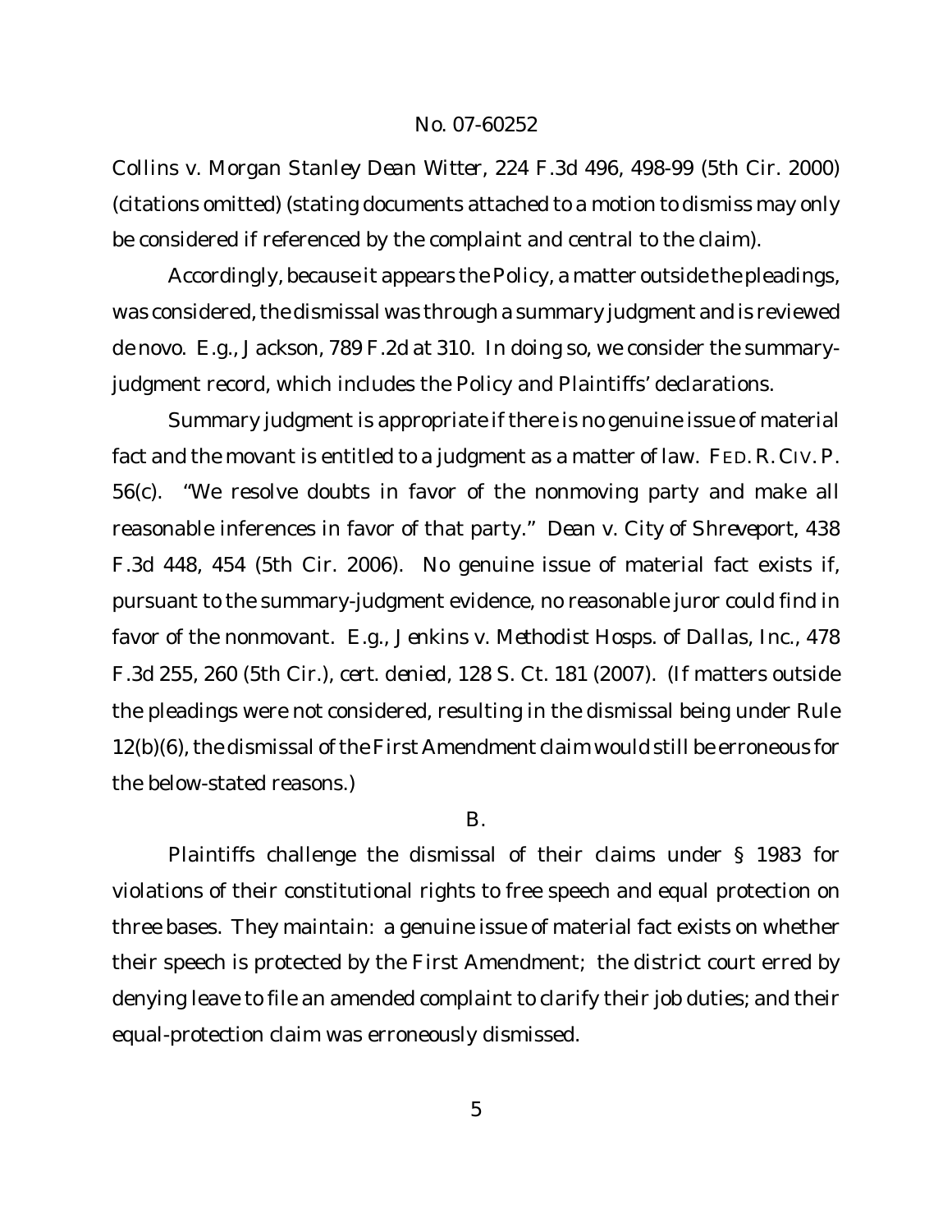*Collins v. Morgan Stanley Dean Witter*, 224 F.3d 496, 498-99 (5th Cir. 2000) (citations omitted) (stating documents attached to a motion to dismiss may only be considered if referenced by the complaint and central to the claim).

Accordingly, because it appears the Policy, a matter outside the pleadings, was considered, the dismissal was through a summary judgment and is reviewed de novo. *E.g.*, *Jackson*, 789 F.2d at 310. In doing so, we consider the summary-judgment record, which includes the Policy and Plaintiffs' declarations.

Summary judgment is appropriate if there is no genuine issue of material fact and the movant is entitled to a judgment as a matter of law. FED. R. CIV. P. 56(c). "We resolve doubts in favor of the nonmoving party and make all reasonable inferences in favor of that party." *Dean v. City of Shreveport*, 438 F.3d 448, 454 (5th Cir. 2006). No genuine issue of material fact exists if, pursuant to the summary-judgment evidence, no reasonable juror could find in favor of the nonmovant. *E.g.*, *Jenkins v. Methodist Hosps. of Dallas, Inc.*, 478 F.3d 255, 260 (5th Cir.), *cert. denied*, 128 S. Ct. 181 (2007). (If matters outside the pleadings were not considered, resulting in the dismissal being under Rule 12(b)(6), the dismissal of the First Amendment claim would still be erroneous for the below-stated reasons.)

## B.

Plaintiffs challenge the dismissal of their claims under § 1983 for violations of their constitutional rights to free speech and equal protection on three bases. They maintain: a genuine issue of material fact exists on whether their speech is protected by the First Amendment; the district court erred by denying leave to file an amended complaint to clarify their job duties; and their equal-protection claim was erroneously dismissed.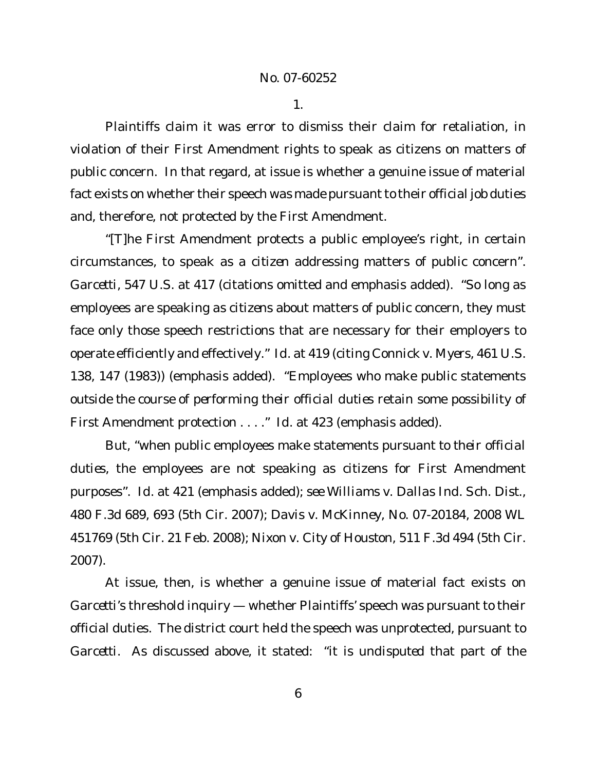1.

Plaintiffs claim it was error to dismiss their claim for retaliation, in violation of their First Amendment rights to speak as citizens on matters of public concern. In that regard, at issue is whether a genuine issue of material fact exists on whether their speech was made pursuant to their official job duties and, therefore, not protected by the First Amendment.

"[T]he First Amendment protects a public employee's right, in certain circumstances, to speak as a *citizen* addressing matters of public concern". *Garcetti*, 547 U.S. at 417 (citations omitted and emphasis added). "So long as employees are speaking as *citizens* about matters of public concern, they must face only those speech restrictions that are necessary for their employers to operate efficiently and effectively." *Id.* at 419 (citing *Connick v. Myers*, 461 U.S. 138, 147 (1983)) (emphasis added). "Employees who make public statements *outside the course of performing their official duties* retain some possibility of First Amendment protection . . . ." *Id.* at 423 (emphasis added).

But, "when public employees make statements *pursuant to their official duties*, the employees are not speaking as citizens for First Amendment purposes". *Id.* at 421 (emphasis added); *see Williams v. Dallas Ind. Sch. Dist.*, 480 F.3d 689, 693 (5th Cir. 2007); *Davis v. McKinney*, No. 07-20184, 2008 WL 451769 (5th Cir. 21 Feb. 2008); *Nixon v. City of Houston*, 511 F.3d 494 (5th Cir. 2007).

At issue, then, is whether a genuine issue of material fact exists on *Garcetti*'s threshold inquiry — whether Plaintiffs' speech was pursuant to their official duties. The district court held the speech was unprotected, pursuant to *Garcetti*. As discussed above, it stated: "it is undisputed that part of the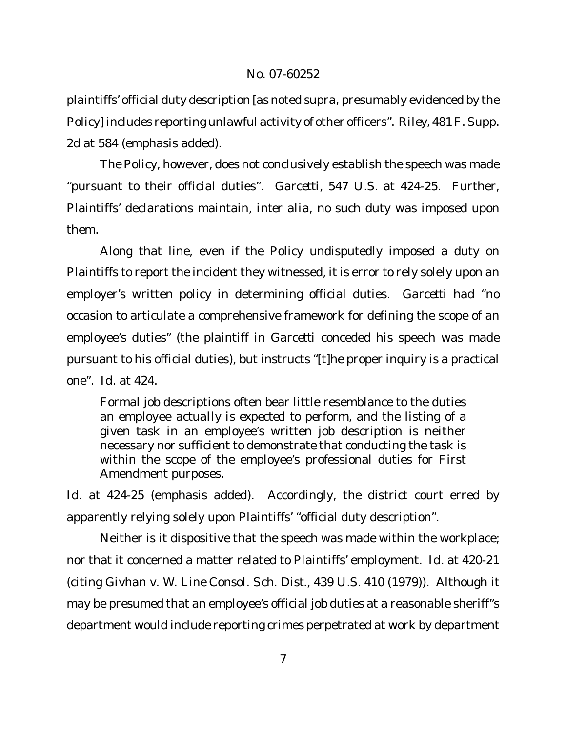plaintiffs' official duty description [as noted supra, presumably evidenced by the Policy] includes reporting unlawful activity of other officers". *Riley*, 481 F. Supp. 2d at 584 (emphasis added).

The Policy, however, does not conclusively establish the speech was made "pursuant to their official duties". *Garcetti*, 547 U.S. at 424-25. Further, Plaintiffs' declarations maintain, *inter alia*, no such duty was imposed upon them.

Along that line, even if the Policy undisputedly imposed a duty on Plaintiffs to report the incident they witnessed, it is error to rely solely upon an employer's written policy in determining official duties. *Garcetti* had "no occasion to articulate a comprehensive framework for defining the scope of an employee's duties" (the plaintiff in *Garcetti* conceded his speech was made pursuant to his official duties), but instructs "[t]he proper inquiry is a practical one". *Id.* at 424.

> Formal job descriptions often bear little resemblance to the duties an employee actually is *expected to perform*, and the listing of a given task in an employee's written job description is neither necessary nor sufficient to demonstrate that conducting the task is within the scope of the employee's professional duties for First Amendment purposes.

*Id.* at 424-25 (emphasis added). Accordingly, the district court erred by apparently relying solely upon Plaintiffs' "official duty description".

Neither is it dispositive that the speech was made within the workplace; nor that it concerned a matter related to Plaintiffs' employment. *Id.* at 420-21 (citing *Givhan v. W. Line Consol. Sch. Dist.*, 439 U.S. 410 (1979)). Although it may be presumed that an employee's official job duties at a reasonable sheriff"s department would include reporting crimes perpetrated at work by department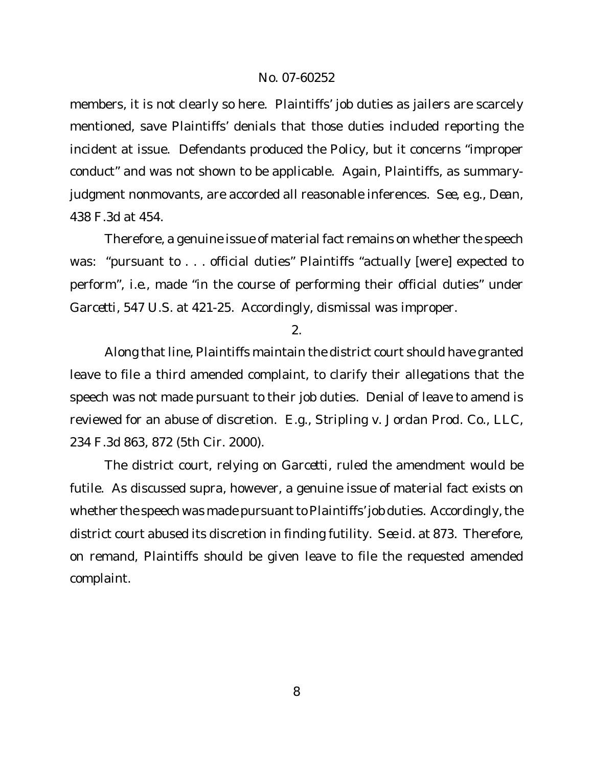members, it is not clearly so here. Plaintiffs' job duties as jailers are scarcely mentioned, save Plaintiffs' denials that those duties included reporting the incident at issue. Defendants produced the Policy, but it concerns "improper conduct" and was not shown to be applicable. Again, Plaintiffs, as summary-judgment nonmovants, are accorded all reasonable inferences. *See, e.g.*, *Dean*, 438 F.3d at 454.

Therefore, a genuine issue of material fact remains on whether the speech was: "pursuant to . . . official duties" Plaintiffs "actually [were] expected to perform", *i.e.*, made "in the course of performing their official duties" under *Garcetti*, 547 U.S. at 421-25. Accordingly, dismissal was improper.

2.

Along that line, Plaintiffs maintain the district court should have granted leave to file a third amended complaint, to clarify their allegations that the speech was not made pursuant to their job duties. Denial of leave to amend is reviewed for an abuse of discretion. *E.g.*, *Stripling v. Jordan Prod. Co., LLC*, 234 F.3d 863, 872 (5th Cir. 2000).

The district court, relying on *Garcetti*, ruled the amendment would be futile. As discussed *supra*, however, a genuine issue of material fact exists on whether the speech was made pursuant to Plaintiffs' job duties. Accordingly, the district court abused its discretion in finding futility. *See id.* at 873. Therefore, on remand, Plaintiffs should be given leave to file the requested amended complaint.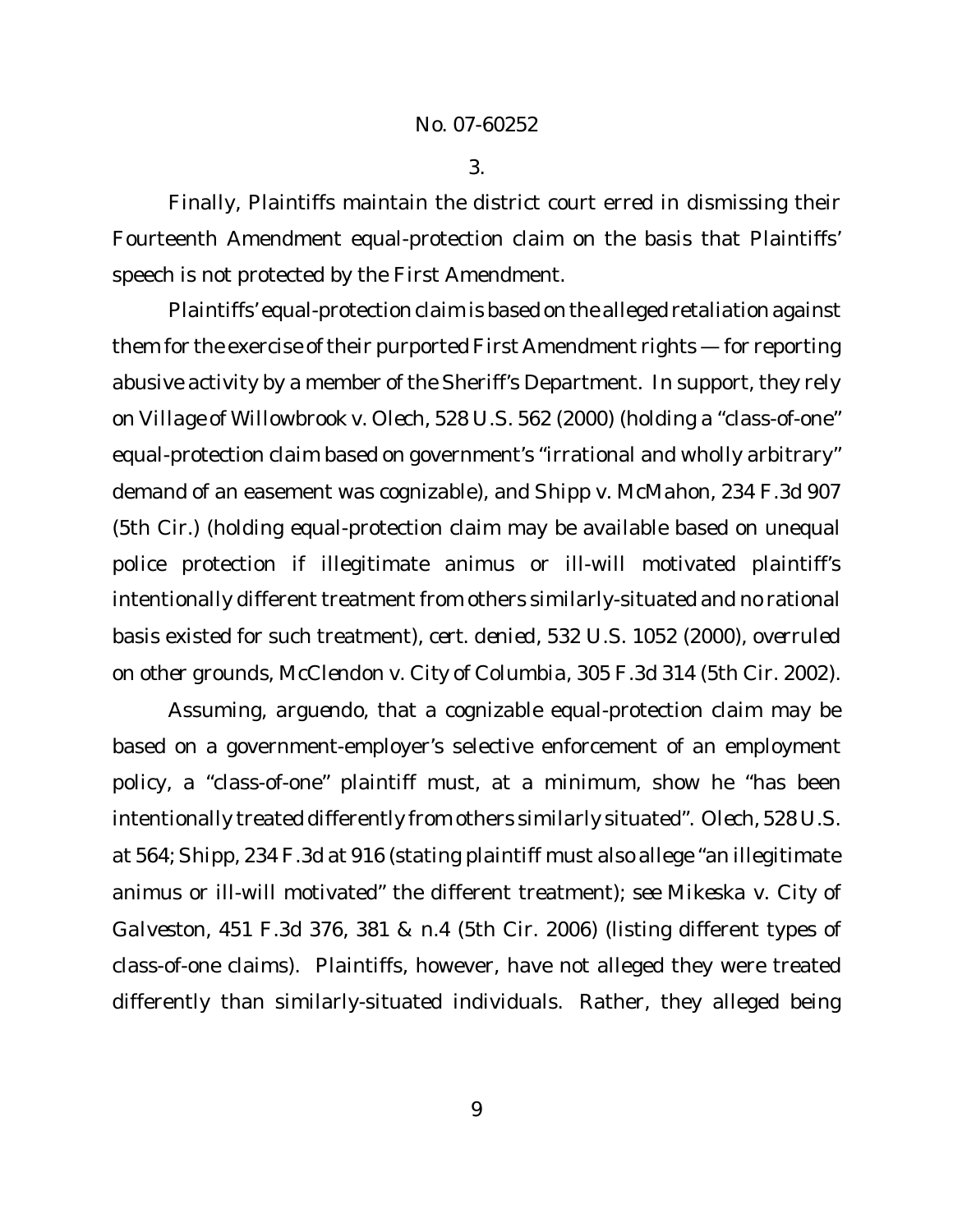3.

Finally, Plaintiffs maintain the district court erred in dismissing their Fourteenth Amendment equal-protection claim on the basis that Plaintiffs' speech is not protected by the First Amendment.

Plaintiffs' equal-protection claim is based on the alleged retaliation against them for the exercise of their purported First Amendment rights — for reporting abusive activity by a member of the Sheriff's Department. In support, they rely on *Village of Willowbrook v. Olech*, 528 U.S. 562 (2000) (holding a "class-of-one" equal-protection claim based on government's "irrational and wholly arbitrary" demand of an easement was cognizable), and *Shipp v. McMahon*, 234 F.3d 907 (5th Cir.) (holding equal-protection claim may be available based on unequal police protection if illegitimate animus or ill-will motivated plaintiff's intentionally different treatment from others similarly-situated and no rational basis existed for such treatment), *cert. denied*, 532 U.S. 1052 (2000), *overruled on other grounds*, *McClendon v. City of Columbia*, 305 F.3d 314 (5th Cir. 2002).

Assuming, *arguendo*, that a cognizable equal-protection claim may be based on a government-employer's selective enforcement of an employment policy, a "class-of-one" plaintiff must, at a minimum, show he "has been intentionally treated differently from others similarly situated". *Olech*, 528 U.S. at 564; *Shipp*, 234 F.3d at 916 (stating plaintiff must also allege "an illegitimate animus or ill-will motivated" the different treatment); *see Mikeska v. City of Galveston*, 451 F.3d 376, 381 & n.4 (5th Cir. 2006) (listing different types of class-of-one claims). Plaintiffs, however, have not alleged they were treated differently than similarly-situated individuals. Rather, they alleged being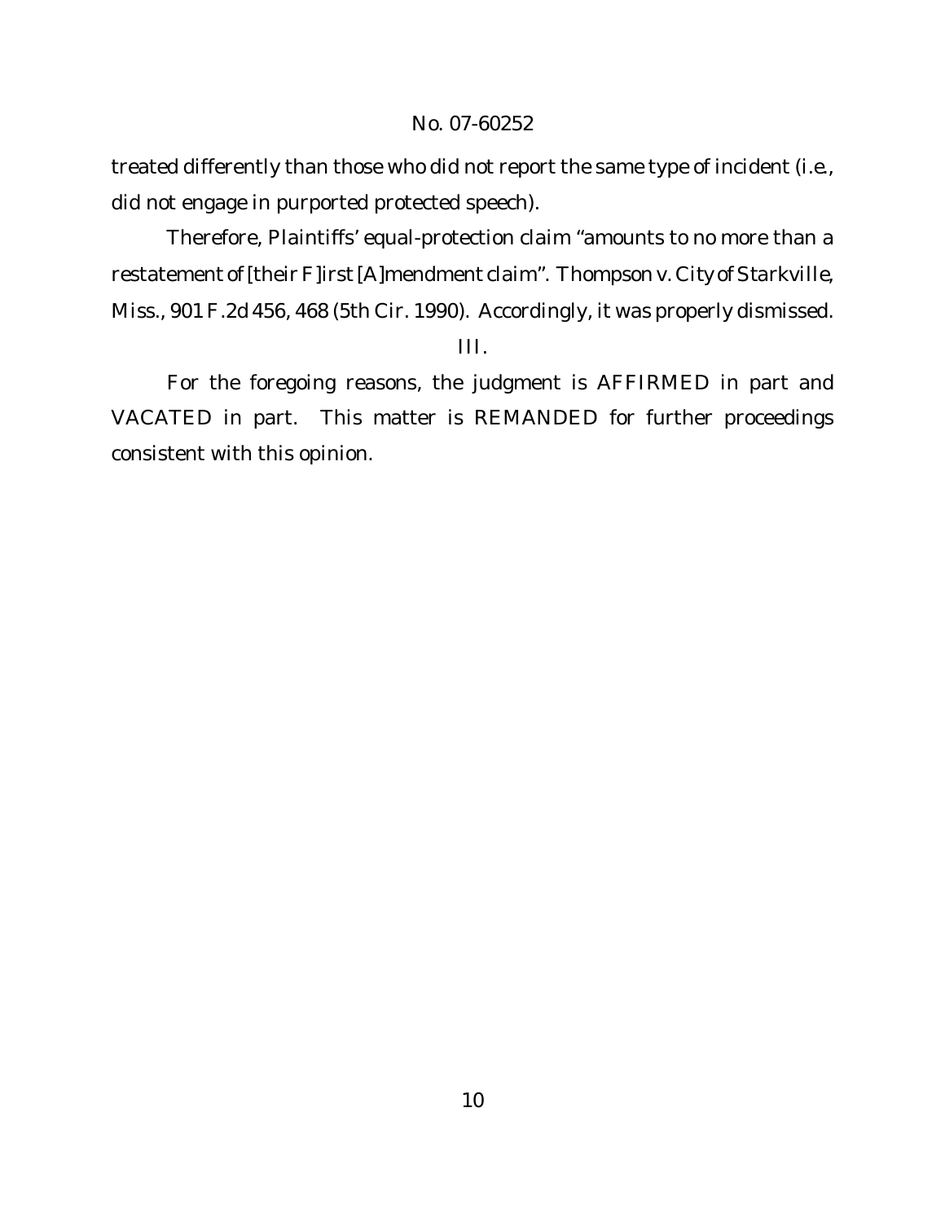treated differently than those who did not report the same type of incident (*i.e.*, did not engage in purported protected speech).

Therefore, Plaintiffs' equal-protection claim "amounts to no more than a restatement of [their F]irst [A]mendment claim". *Thompson v. City of Starkville, Miss.*, 901 F.2d 456, 468 (5th Cir. 1990). Accordingly, it was properly dismissed.

III.

For the foregoing reasons, the judgment is AFFIRMED in part and VACATED in part. This matter is REMANDED for further proceedings consistent with this opinion.